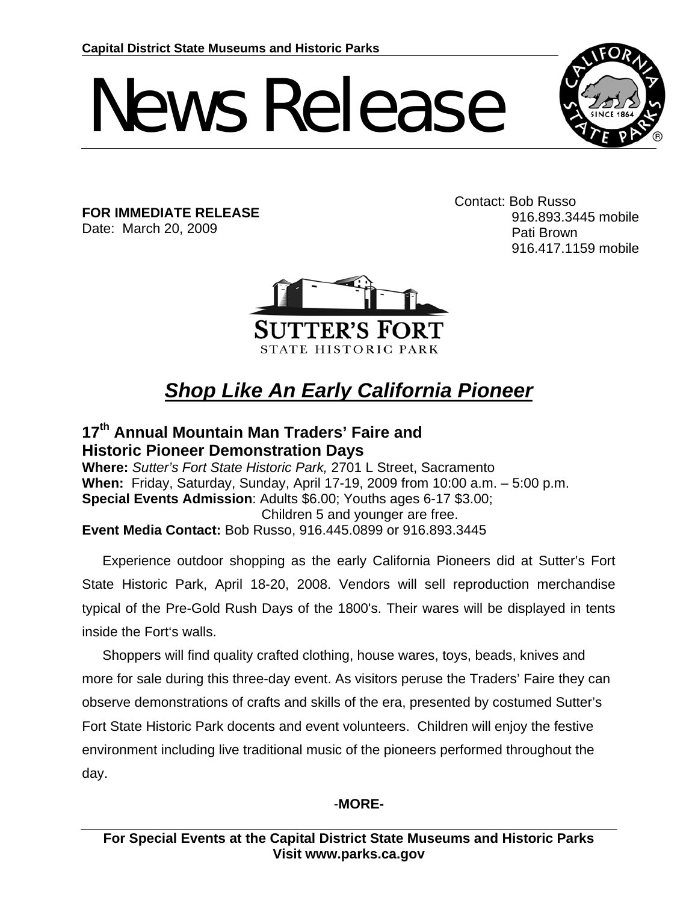Capital District State Museums and Historic Parks

# News Release

**FOR IMMEDIATE RELEASE**
Date: March 20, 2009

Contact: Bob Russo
916.893.3445 mobile
Pati Brown
916.417.1159 mobile

SUTTER'S FORT
STATE HISTORIC PARK

## ***Shop Like An Early California Pioneer***

### 17th Annual Mountain Man Traders' Faire and Historic Pioneer Demonstration Days

**Where:** *Sutter's Fort State Historic Park,* 2701 L Street, Sacramento
**When:** Friday, Saturday, Sunday, April 17-19, 2009 from 10:00 a.m. – 5:00 p.m.
**Special Events Admission**: Adults $6.00; Youths ages 6-17 $3.00; Children 5 and younger are free.
**Event Media Contact:** Bob Russo, 916.445.0899 or 916.893.3445

Experience outdoor shopping as the early California Pioneers did at Sutter's Fort State Historic Park, April 18-20, 2008. Vendors will sell reproduction merchandise typical of the Pre-Gold Rush Days of the 1800's. Their wares will be displayed in tents inside the Fort's walls.

Shoppers will find quality crafted clothing, house wares, toys, beads, knives and more for sale during this three-day event. As visitors peruse the Traders' Faire they can observe demonstrations of crafts and skills of the era, presented by costumed Sutter's Fort State Historic Park docents and event volunteers. Children will enjoy the festive environment including live traditional music of the pioneers performed throughout the day.

-**MORE-**

**For Special Events at the Capital District State Museums and Historic Parks Visit www.parks.ca.gov**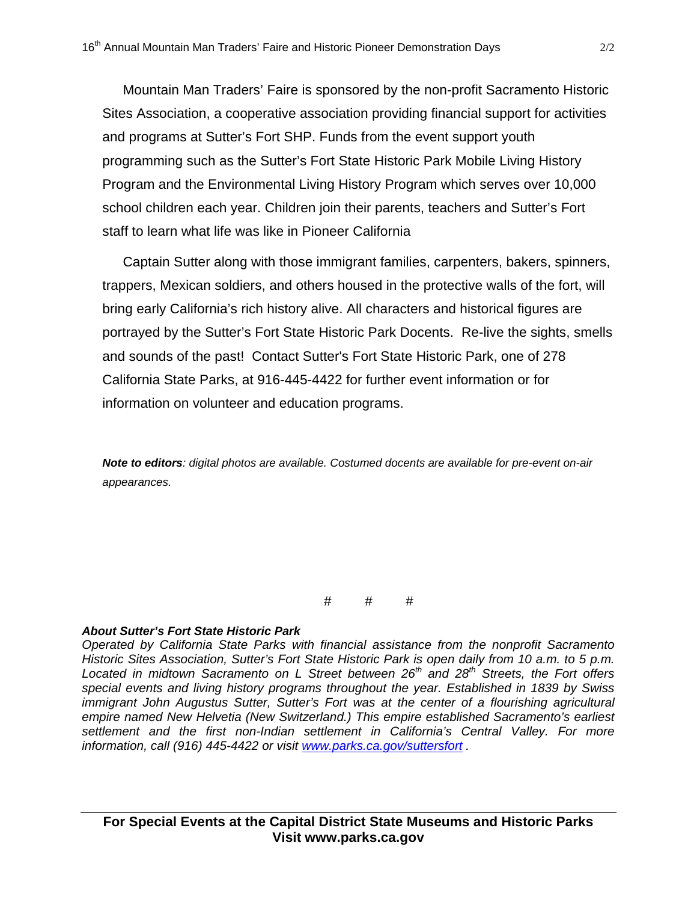Mountain Man Traders' Faire is sponsored by the non-profit Sacramento Historic Sites Association, a cooperative association providing financial support for activities and programs at Sutter's Fort SHP. Funds from the event support youth programming such as the Sutter's Fort State Historic Park Mobile Living History Program and the Environmental Living History Program which serves over 10,000 school children each year. Children join their parents, teachers and Sutter's Fort staff to learn what life was like in Pioneer California

Captain Sutter along with those immigrant families, carpenters, bakers, spinners, trappers, Mexican soldiers, and others housed in the protective walls of the fort, will bring early California's rich history alive. All characters and historical figures are portrayed by the Sutter's Fort State Historic Park Docents. Re-live the sights, smells and sounds of the past! Contact Sutter's Fort State Historic Park, one of 278 California State Parks, at 916-445-4422 for further event information or for information on volunteer and education programs.

***Note to editors****: digital photos are available. Costumed docents are available for pre-event on-air appearances.*

# # #

***About Sutter's Fort State Historic Park***
*Operated by California State Parks with financial assistance from the nonprofit Sacramento Historic Sites Association, Sutter's Fort State Historic Park is open daily from 10 a.m. to 5 p.m. Located in midtown Sacramento on L Street between 26th and 28th Streets, the Fort offers special events and living history programs throughout the year. Established in 1839 by Swiss immigrant John Augustus Sutter, Sutter's Fort was at the center of a flourishing agricultural empire named New Helvetia (New Switzerland.) This empire established Sacramento's earliest settlement and the first non-Indian settlement in California's Central Valley. For more information, call (916) 445-4422 or visit [www.parks.ca.gov/suttersfort](www.parks.ca.gov/suttersfort) .*

**For Special Events at the Capital District State Museums and Historic Parks**
**Visit www.parks.ca.gov**